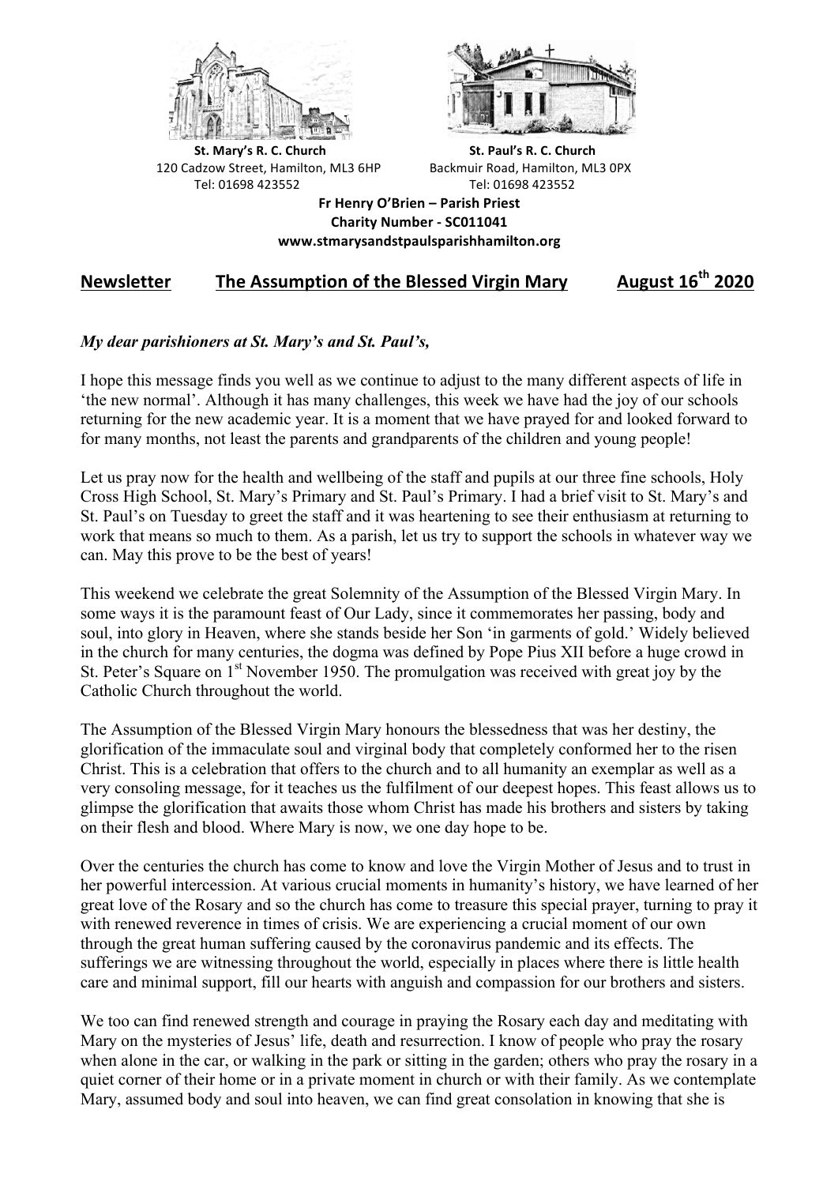**St. Mary's R. C. Church**
120 Cadzow Street, Hamilton, ML3 6HP
Tel: 01698 423552

**St. Paul's R. C. Church**
Backmuir Road, Hamilton, ML3 0PX
Tel: 01698 423552

**Fr Henry O'Brien – Parish Priest**
**Charity Number - SC011041**
**www.stmarysandstpaulsparishhamilton.org**

## Newsletter — The Assumption of the Blessed Virgin Mary — August 16th 2020

***My dear parishioners at St. Mary's and St. Paul's,***

I hope this message finds you well as we continue to adjust to the many different aspects of life in 'the new normal'. Although it has many challenges, this week we have had the joy of our schools returning for the new academic year. It is a moment that we have prayed for and looked forward to for many months, not least the parents and grandparents of the children and young people!

Let us pray now for the health and wellbeing of the staff and pupils at our three fine schools, Holy Cross High School, St. Mary's Primary and St. Paul's Primary. I had a brief visit to St. Mary's and St. Paul's on Tuesday to greet the staff and it was heartening to see their enthusiasm at returning to work that means so much to them. As a parish, let us try to support the schools in whatever way we can. May this prove to be the best of years!

This weekend we celebrate the great Solemnity of the Assumption of the Blessed Virgin Mary. In some ways it is the paramount feast of Our Lady, since it commemorates her passing, body and soul, into glory in Heaven, where she stands beside her Son 'in garments of gold.' Widely believed in the church for many centuries, the dogma was defined by Pope Pius XII before a huge crowd in St. Peter's Square on 1st November 1950. The promulgation was received with great joy by the Catholic Church throughout the world.

The Assumption of the Blessed Virgin Mary honours the blessedness that was her destiny, the glorification of the immaculate soul and virginal body that completely conformed her to the risen Christ. This is a celebration that offers to the church and to all humanity an exemplar as well as a very consoling message, for it teaches us the fulfilment of our deepest hopes. This feast allows us to glimpse the glorification that awaits those whom Christ has made his brothers and sisters by taking on their flesh and blood. Where Mary is now, we one day hope to be.

Over the centuries the church has come to know and love the Virgin Mother of Jesus and to trust in her powerful intercession. At various crucial moments in humanity's history, we have learned of her great love of the Rosary and so the church has come to treasure this special prayer, turning to pray it with renewed reverence in times of crisis. We are experiencing a crucial moment of our own through the great human suffering caused by the coronavirus pandemic and its effects. The sufferings we are witnessing throughout the world, especially in places where there is little health care and minimal support, fill our hearts with anguish and compassion for our brothers and sisters.

We too can find renewed strength and courage in praying the Rosary each day and meditating with Mary on the mysteries of Jesus' life, death and resurrection. I know of people who pray the rosary when alone in the car, or walking in the park or sitting in the garden; others who pray the rosary in a quiet corner of their home or in a private moment in church or with their family. As we contemplate Mary, assumed body and soul into heaven, we can find great consolation in knowing that she is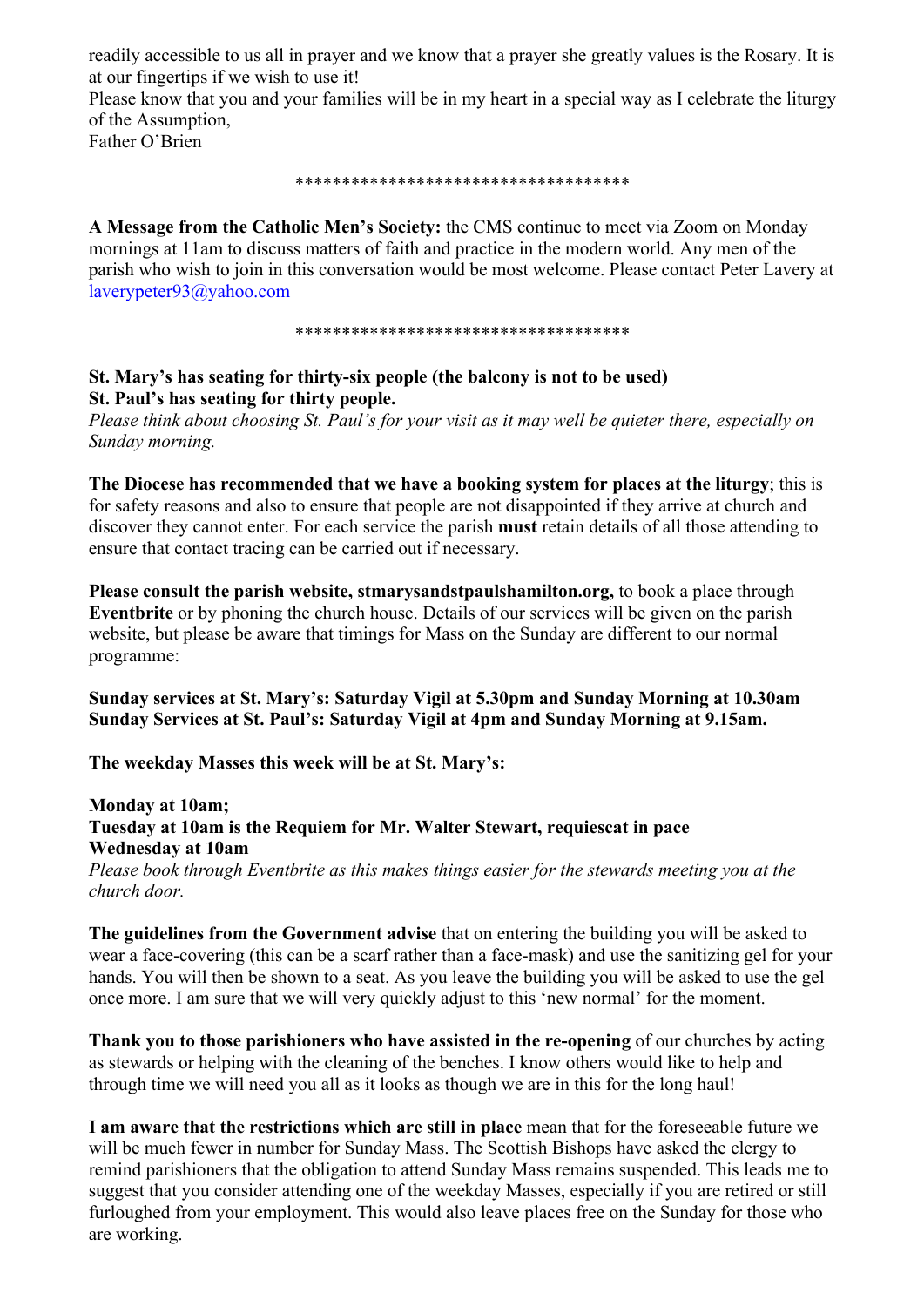readily accessible to us all in prayer and we know that a prayer she greatly values is the Rosary. It is at our fingertips if we wish to use it!

Please know that you and your families will be in my heart in a special way as I celebrate the liturgy of the Assumption,

Father O'Brien

***********************************

**A Message from the Catholic Men's Society:** the CMS continue to meet via Zoom on Monday mornings at 11am to discuss matters of faith and practice in the modern world. Any men of the parish who wish to join in this conversation would be most welcome. Please contact Peter Lavery at laverypeter93@yahoo.com

***********************************

**St. Mary's has seating for thirty-six people (the balcony is not to be used)**
**St. Paul's has seating for thirty people.**
*Please think about choosing St. Paul's for your visit as it may well be quieter there, especially on Sunday morning.*

**The Diocese has recommended that we have a booking system for places at the liturgy**; this is for safety reasons and also to ensure that people are not disappointed if they arrive at church and discover they cannot enter. For each service the parish **must** retain details of all those attending to ensure that contact tracing can be carried out if necessary.

**Please consult the parish website, stmarysandstpaulshamilton.org,** to book a place through **Eventbrite** or by phoning the church house. Details of our services will be given on the parish website, but please be aware that timings for Mass on the Sunday are different to our normal programme:

**Sunday services at St. Mary's: Saturday Vigil at 5.30pm and Sunday Morning at 10.30am**
**Sunday Services at St. Paul's: Saturday Vigil at 4pm and Sunday Morning at 9.15am.**

**The weekday Masses this week will be at St. Mary's:**

**Monday at 10am;**
**Tuesday at 10am is the Requiem for Mr. Walter Stewart, requiescat in pace**
**Wednesday at 10am**
*Please book through Eventbrite as this makes things easier for the stewards meeting you at the church door.*

**The guidelines from the Government advise** that on entering the building you will be asked to wear a face-covering (this can be a scarf rather than a face-mask) and use the sanitizing gel for your hands. You will then be shown to a seat. As you leave the building you will be asked to use the gel once more. I am sure that we will very quickly adjust to this 'new normal' for the moment.

**Thank you to those parishioners who have assisted in the re-opening** of our churches by acting as stewards or helping with the cleaning of the benches. I know others would like to help and through time we will need you all as it looks as though we are in this for the long haul!

**I am aware that the restrictions which are still in place** mean that for the foreseeable future we will be much fewer in number for Sunday Mass. The Scottish Bishops have asked the clergy to remind parishioners that the obligation to attend Sunday Mass remains suspended. This leads me to suggest that you consider attending one of the weekday Masses, especially if you are retired or still furloughed from your employment. This would also leave places free on the Sunday for those who are working.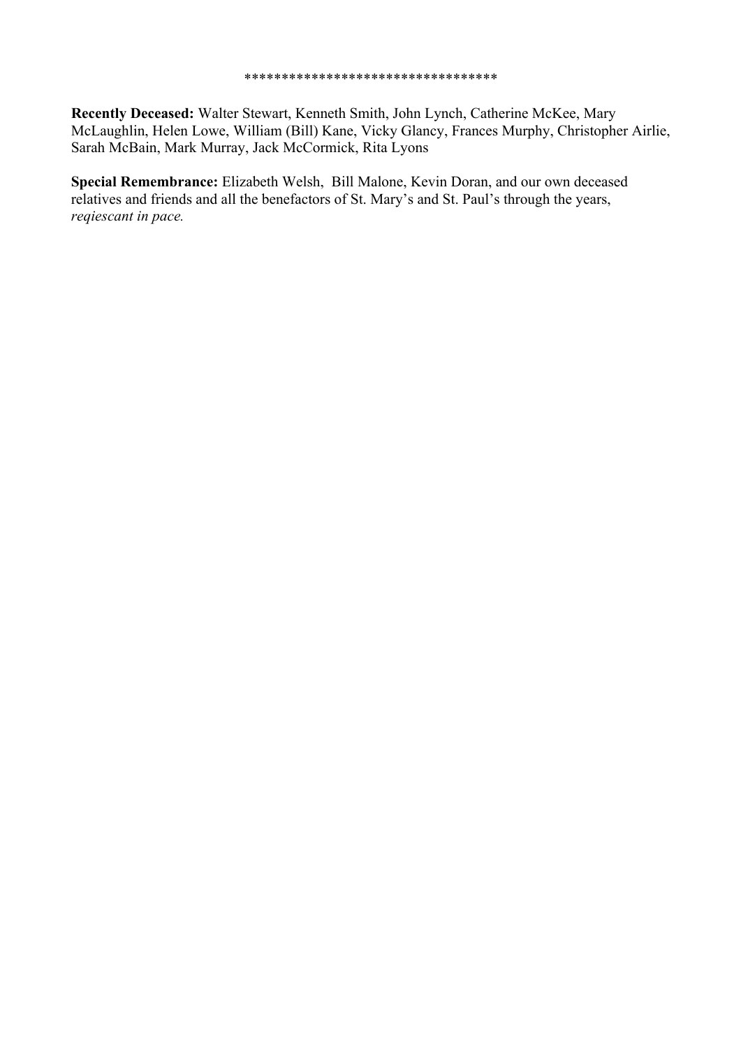**********************************

**Recently Deceased:** Walter Stewart, Kenneth Smith, John Lynch, Catherine McKee, Mary McLaughlin, Helen Lowe, William (Bill) Kane, Vicky Glancy, Frances Murphy, Christopher Airlie, Sarah McBain, Mark Murray, Jack McCormick, Rita Lyons

**Special Remembrance:** Elizabeth Welsh, Bill Malone, Kevin Doran, and our own deceased relatives and friends and all the benefactors of St. Mary's and St. Paul's through the years, *reqiescant in pace.*